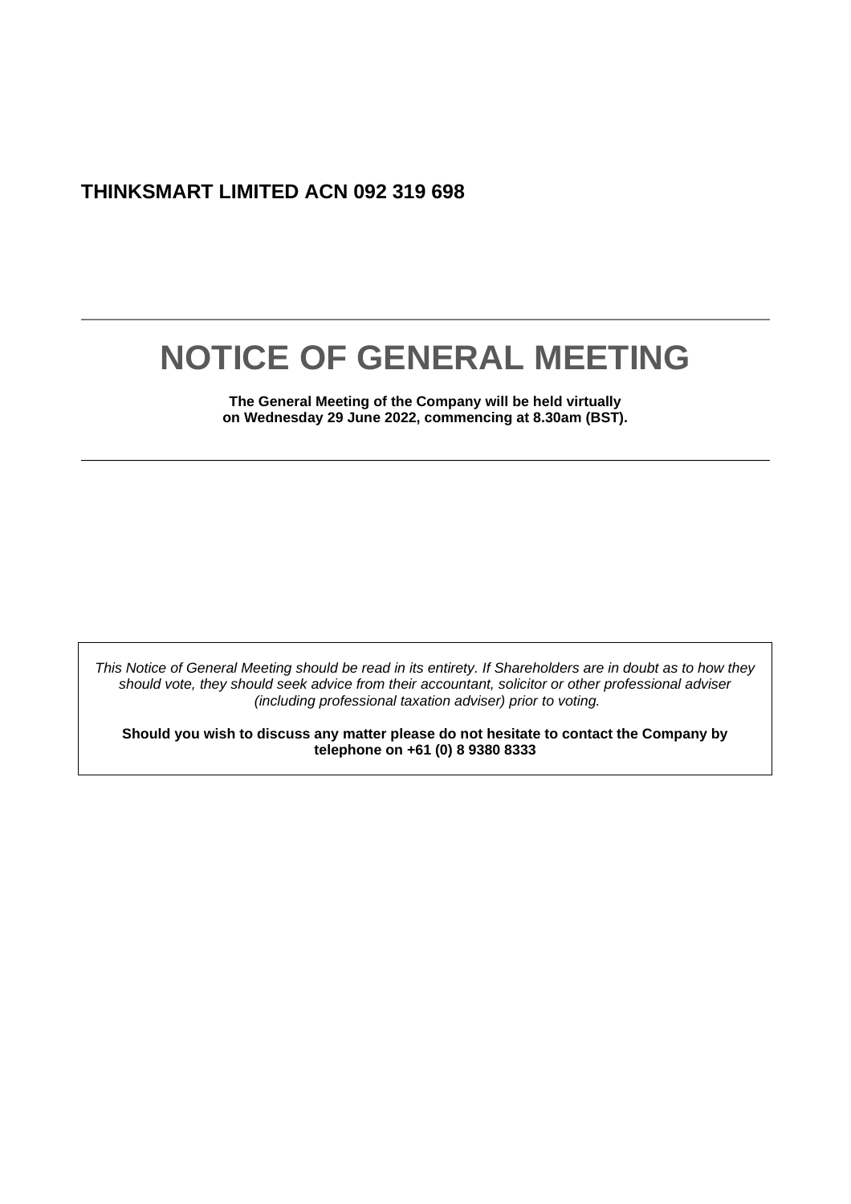**THINKSMART LIMITED ACN 092 319 698**

---

# NOTICE OF GENERAL MEETING

**The General Meeting of the Company will be held virtually on Wednesday 29 June 2022, commencing at 8.30am (BST).**

---

*This Notice of General Meeting should be read in its entirety. If Shareholders are in doubt as to how they should vote, they should seek advice from their accountant, solicitor or other professional adviser (including professional taxation adviser) prior to voting.*

**Should you wish to discuss any matter please do not hesitate to contact the Company by telephone on +61 (0) 8 9380 8333**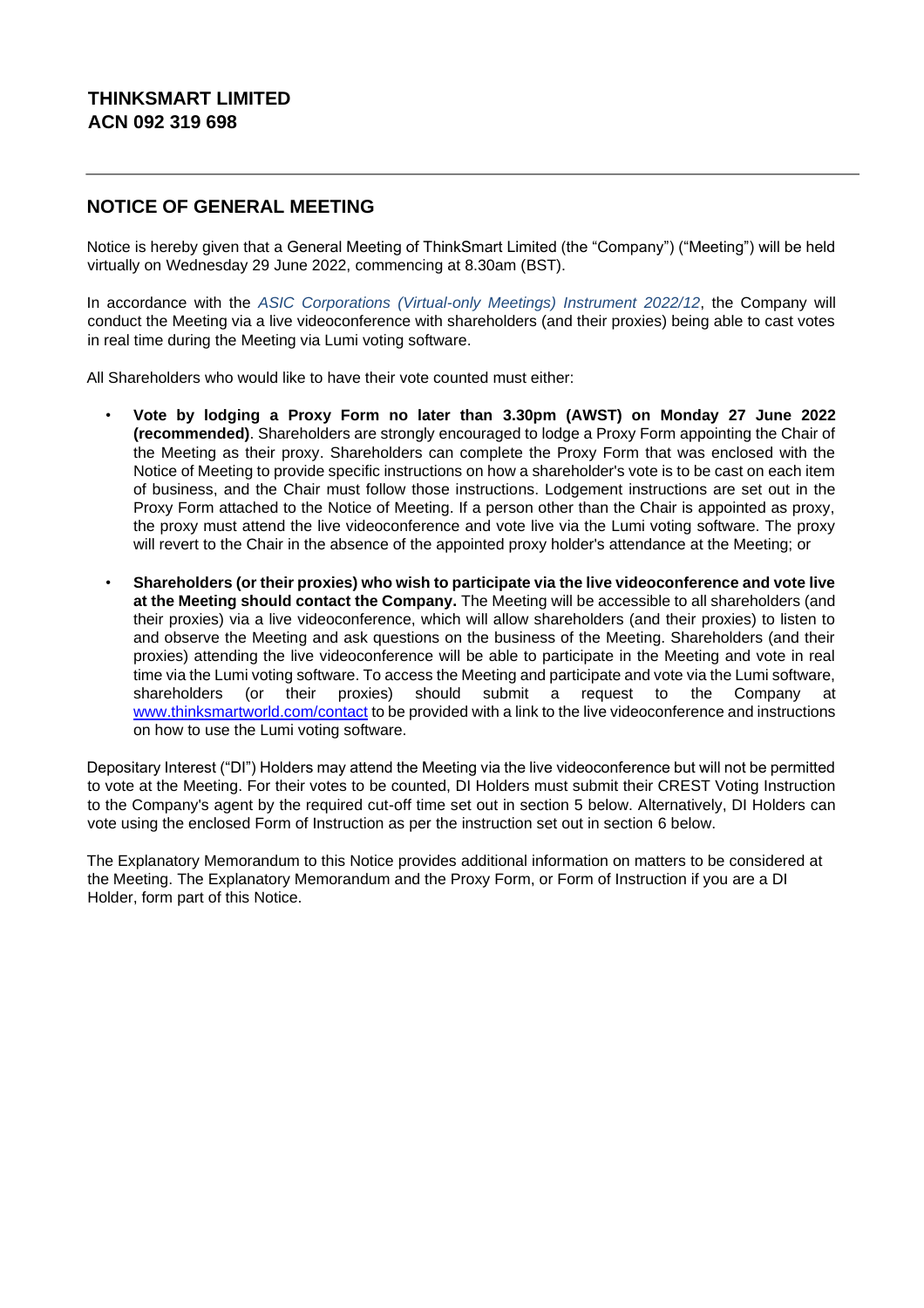**THINKSMART LIMITED**
**ACN 092 319 698**

---

## NOTICE OF GENERAL MEETING

Notice is hereby given that a General Meeting of ThinkSmart Limited (the "Company") ("Meeting") will be held virtually on Wednesday 29 June 2022, commencing at 8.30am (BST).

In accordance with the *ASIC Corporations (Virtual-only Meetings) Instrument 2022/12*, the Company will conduct the Meeting via a live videoconference with shareholders (and their proxies) being able to cast votes in real time during the Meeting via Lumi voting software.

All Shareholders who would like to have their vote counted must either:

- **Vote by lodging a Proxy Form no later than 3.30pm (AWST) on Monday 27 June 2022 (recommended)**. Shareholders are strongly encouraged to lodge a Proxy Form appointing the Chair of the Meeting as their proxy. Shareholders can complete the Proxy Form that was enclosed with the Notice of Meeting to provide specific instructions on how a shareholder's vote is to be cast on each item of business, and the Chair must follow those instructions. Lodgement instructions are set out in the Proxy Form attached to the Notice of Meeting. If a person other than the Chair is appointed as proxy, the proxy must attend the live videoconference and vote live via the Lumi voting software. The proxy will revert to the Chair in the absence of the appointed proxy holder's attendance at the Meeting; or

- **Shareholders (or their proxies) who wish to participate via the live videoconference and vote live at the Meeting should contact the Company.** The Meeting will be accessible to all shareholders (and their proxies) via a live videoconference, which will allow shareholders (and their proxies) to listen to and observe the Meeting and ask questions on the business of the Meeting. Shareholders (and their proxies) attending the live videoconference will be able to participate in the Meeting and vote in real time via the Lumi voting software. To access the Meeting and participate and vote via the Lumi software, shareholders (or their proxies) should submit a request to the Company at www.thinksmartworld.com/contact to be provided with a link to the live videoconference and instructions on how to use the Lumi voting software.

Depositary Interest ("DI") Holders may attend the Meeting via the live videoconference but will not be permitted to vote at the Meeting. For their votes to be counted, DI Holders must submit their CREST Voting Instruction to the Company's agent by the required cut-off time set out in section 5 below. Alternatively, DI Holders can vote using the enclosed Form of Instruction as per the instruction set out in section 6 below.

The Explanatory Memorandum to this Notice provides additional information on matters to be considered at the Meeting. The Explanatory Memorandum and the Proxy Form, or Form of Instruction if you are a DI Holder, form part of this Notice.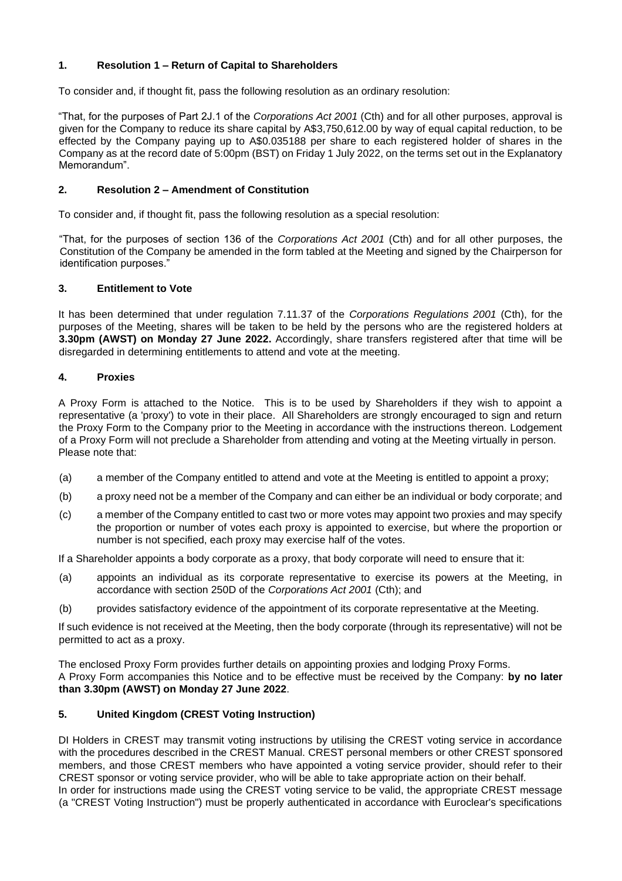## 1. Resolution 1 – Return of Capital to Shareholders

To consider and, if thought fit, pass the following resolution as an ordinary resolution:

"That, for the purposes of Part 2J.1 of the *Corporations Act 2001* (Cth) and for all other purposes, approval is given for the Company to reduce its share capital by A$3,750,612.00 by way of equal capital reduction, to be effected by the Company paying up to A$0.035188 per share to each registered holder of shares in the Company as at the record date of 5:00pm (BST) on Friday 1 July 2022, on the terms set out in the Explanatory Memorandum".

## 2. Resolution 2 – Amendment of Constitution

To consider and, if thought fit, pass the following resolution as a special resolution:

"That, for the purposes of section 136 of the *Corporations Act 2001* (Cth) and for all other purposes, the Constitution of the Company be amended in the form tabled at the Meeting and signed by the Chairperson for identification purposes."

## 3. Entitlement to Vote

It has been determined that under regulation 7.11.37 of the *Corporations Regulations 2001* (Cth), for the purposes of the Meeting, shares will be taken to be held by the persons who are the registered holders at **3.30pm (AWST) on Monday 27 June 2022.** Accordingly, share transfers registered after that time will be disregarded in determining entitlements to attend and vote at the meeting.

## 4. Proxies

A Proxy Form is attached to the Notice. This is to be used by Shareholders if they wish to appoint a representative (a 'proxy') to vote in their place. All Shareholders are strongly encouraged to sign and return the Proxy Form to the Company prior to the Meeting in accordance with the instructions thereon. Lodgement of a Proxy Form will not preclude a Shareholder from attending and voting at the Meeting virtually in person. Please note that:

(a) a member of the Company entitled to attend and vote at the Meeting is entitled to appoint a proxy;

(b) a proxy need not be a member of the Company and can either be an individual or body corporate; and

(c) a member of the Company entitled to cast two or more votes may appoint two proxies and may specify the proportion or number of votes each proxy is appointed to exercise, but where the proportion or number is not specified, each proxy may exercise half of the votes.

If a Shareholder appoints a body corporate as a proxy, that body corporate will need to ensure that it:

(a) appoints an individual as its corporate representative to exercise its powers at the Meeting, in accordance with section 250D of the *Corporations Act 2001* (Cth); and

(b) provides satisfactory evidence of the appointment of its corporate representative at the Meeting.

If such evidence is not received at the Meeting, then the body corporate (through its representative) will not be permitted to act as a proxy.

The enclosed Proxy Form provides further details on appointing proxies and lodging Proxy Forms.
A Proxy Form accompanies this Notice and to be effective must be received by the Company: **by no later than 3.30pm (AWST) on Monday 27 June 2022**.

## 5. United Kingdom (CREST Voting Instruction)

DI Holders in CREST may transmit voting instructions by utilising the CREST voting service in accordance with the procedures described in the CREST Manual. CREST personal members or other CREST sponsored members, and those CREST members who have appointed a voting service provider, should refer to their CREST sponsor or voting service provider, who will be able to take appropriate action on their behalf.
In order for instructions made using the CREST voting service to be valid, the appropriate CREST message (a "CREST Voting Instruction") must be properly authenticated in accordance with Euroclear's specifications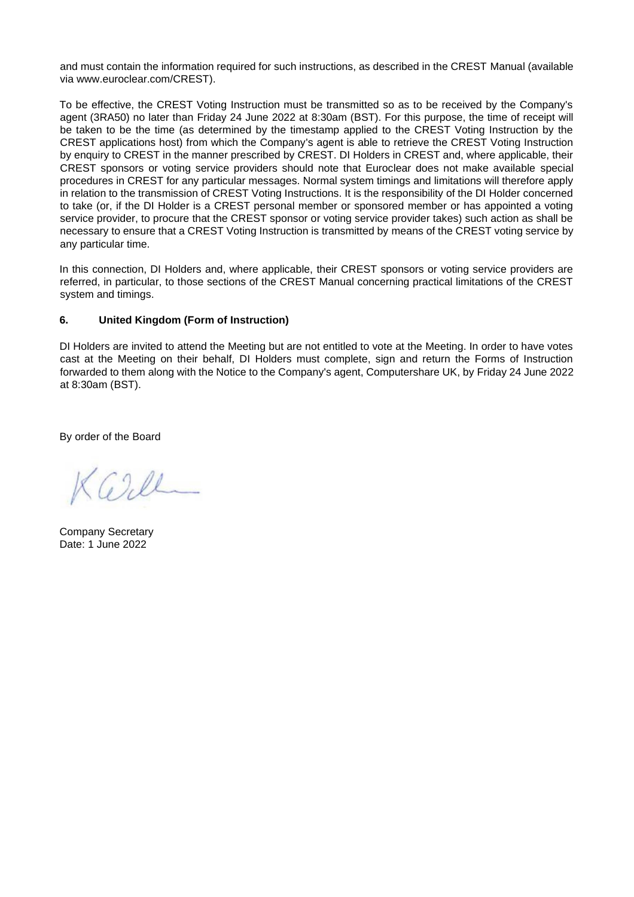and must contain the information required for such instructions, as described in the CREST Manual (available via www.euroclear.com/CREST).

To be effective, the CREST Voting Instruction must be transmitted so as to be received by the Company's agent (3RA50) no later than Friday 24 June 2022 at 8:30am (BST). For this purpose, the time of receipt will be taken to be the time (as determined by the timestamp applied to the CREST Voting Instruction by the CREST applications host) from which the Company's agent is able to retrieve the CREST Voting Instruction by enquiry to CREST in the manner prescribed by CREST. DI Holders in CREST and, where applicable, their CREST sponsors or voting service providers should note that Euroclear does not make available special procedures in CREST for any particular messages. Normal system timings and limitations will therefore apply in relation to the transmission of CREST Voting Instructions. It is the responsibility of the DI Holder concerned to take (or, if the DI Holder is a CREST personal member or sponsored member or has appointed a voting service provider, to procure that the CREST sponsor or voting service provider takes) such action as shall be necessary to ensure that a CREST Voting Instruction is transmitted by means of the CREST voting service by any particular time.

In this connection, DI Holders and, where applicable, their CREST sponsors or voting service providers are referred, in particular, to those sections of the CREST Manual concerning practical limitations of the CREST system and timings.

**6. United Kingdom (Form of Instruction)**

DI Holders are invited to attend the Meeting but are not entitled to vote at the Meeting. In order to have votes cast at the Meeting on their behalf, DI Holders must complete, sign and return the Forms of Instruction forwarded to them along with the Notice to the Company's agent, Computershare UK, by Friday 24 June 2022 at 8:30am (BST).

By order of the Board

Company Secretary
Date: 1 June 2022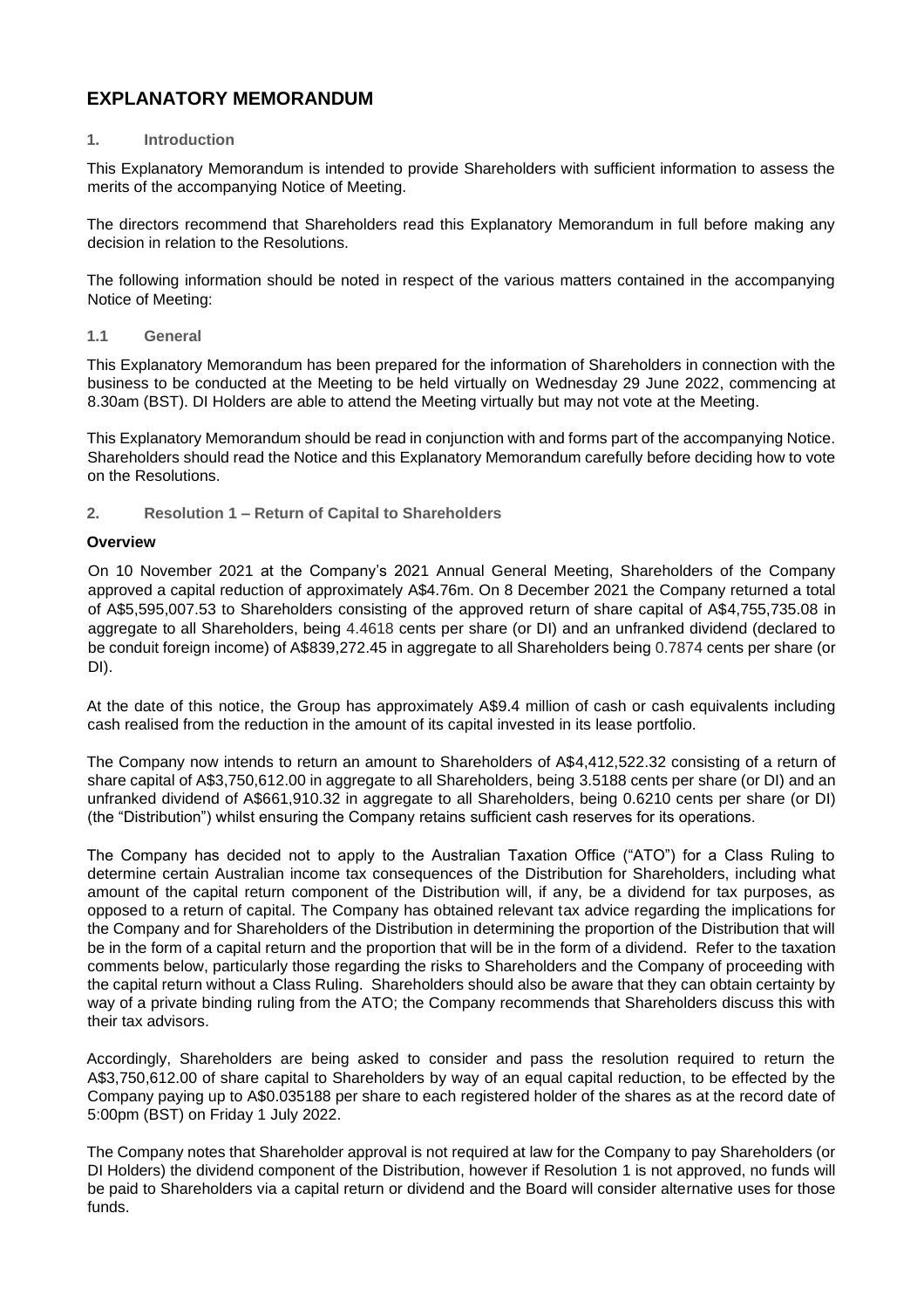# EXPLANATORY MEMORANDUM

## 1. Introduction

This Explanatory Memorandum is intended to provide Shareholders with sufficient information to assess the merits of the accompanying Notice of Meeting.

The directors recommend that Shareholders read this Explanatory Memorandum in full before making any decision in relation to the Resolutions.

The following information should be noted in respect of the various matters contained in the accompanying Notice of Meeting:

### 1.1 General

This Explanatory Memorandum has been prepared for the information of Shareholders in connection with the business to be conducted at the Meeting to be held virtually on Wednesday 29 June 2022, commencing at 8.30am (BST). DI Holders are able to attend the Meeting virtually but may not vote at the Meeting.

This Explanatory Memorandum should be read in conjunction with and forms part of the accompanying Notice. Shareholders should read the Notice and this Explanatory Memorandum carefully before deciding how to vote on the Resolutions.

## 2. Resolution 1 – Return of Capital to Shareholders

**Overview**

On 10 November 2021 at the Company's 2021 Annual General Meeting, Shareholders of the Company approved a capital reduction of approximately A$4.76m. On 8 December 2021 the Company returned a total of A$5,595,007.53 to Shareholders consisting of the approved return of share capital of A$4,755,735.08 in aggregate to all Shareholders, being 4.4618 cents per share (or DI) and an unfranked dividend (declared to be conduit foreign income) of A$839,272.45 in aggregate to all Shareholders being 0.7874 cents per share (or DI).

At the date of this notice, the Group has approximately A$9.4 million of cash or cash equivalents including cash realised from the reduction in the amount of its capital invested in its lease portfolio.

The Company now intends to return an amount to Shareholders of A$4,412,522.32 consisting of a return of share capital of A$3,750,612.00 in aggregate to all Shareholders, being 3.5188 cents per share (or DI) and an unfranked dividend of A$661,910.32 in aggregate to all Shareholders, being 0.6210 cents per share (or DI) (the "Distribution") whilst ensuring the Company retains sufficient cash reserves for its operations.

The Company has decided not to apply to the Australian Taxation Office ("ATO") for a Class Ruling to determine certain Australian income tax consequences of the Distribution for Shareholders, including what amount of the capital return component of the Distribution will, if any, be a dividend for tax purposes, as opposed to a return of capital. The Company has obtained relevant tax advice regarding the implications for the Company and for Shareholders of the Distribution in determining the proportion of the Distribution that will be in the form of a capital return and the proportion that will be in the form of a dividend. Refer to the taxation comments below, particularly those regarding the risks to Shareholders and the Company of proceeding with the capital return without a Class Ruling. Shareholders should also be aware that they can obtain certainty by way of a private binding ruling from the ATO; the Company recommends that Shareholders discuss this with their tax advisors.

Accordingly, Shareholders are being asked to consider and pass the resolution required to return the A$3,750,612.00 of share capital to Shareholders by way of an equal capital reduction, to be effected by the Company paying up to A$0.035188 per share to each registered holder of the shares as at the record date of 5:00pm (BST) on Friday 1 July 2022.

The Company notes that Shareholder approval is not required at law for the Company to pay Shareholders (or DI Holders) the dividend component of the Distribution, however if Resolution 1 is not approved, no funds will be paid to Shareholders via a capital return or dividend and the Board will consider alternative uses for those funds.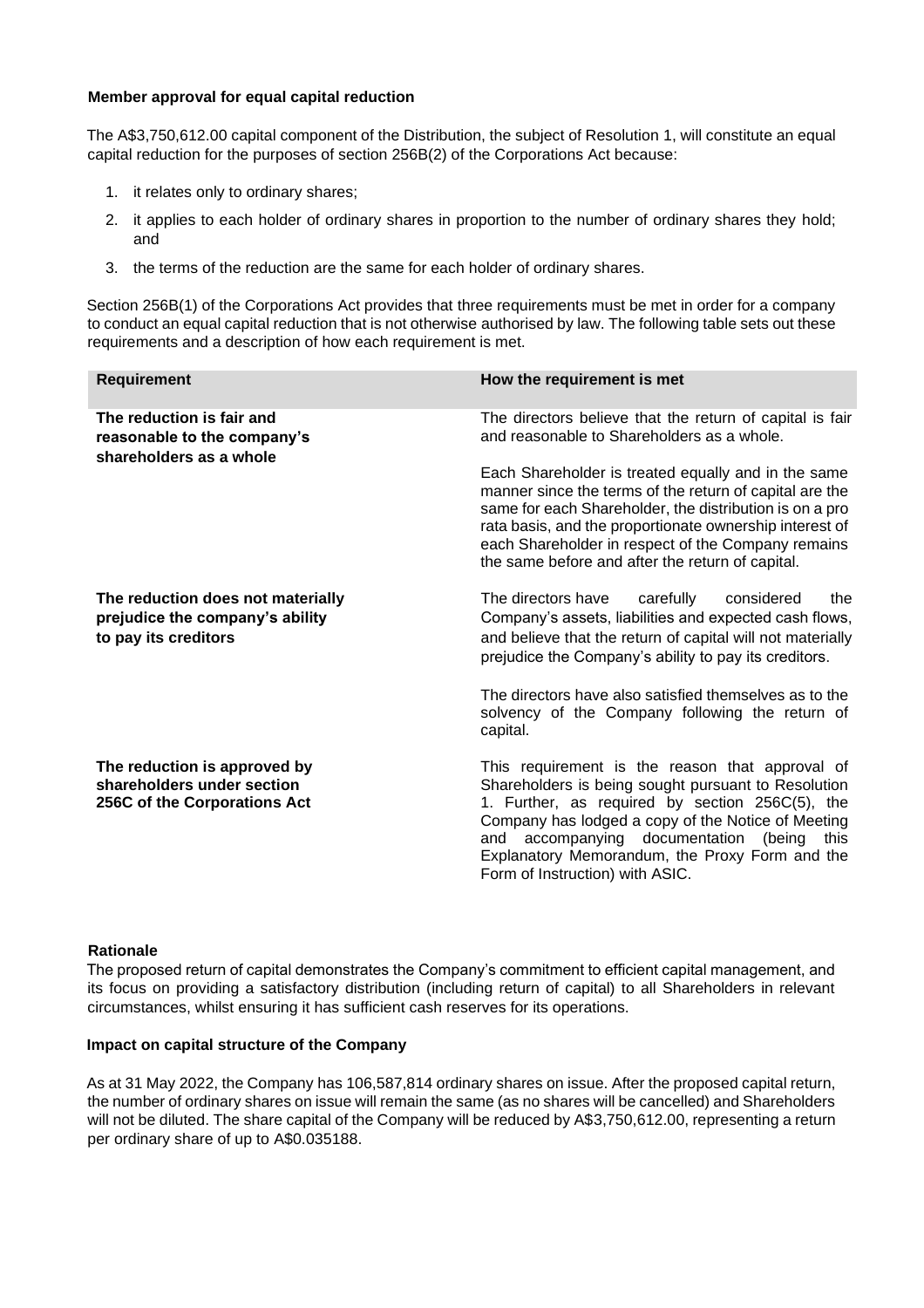**Member approval for equal capital reduction**

The A$3,750,612.00 capital component of the Distribution, the subject of Resolution 1, will constitute an equal capital reduction for the purposes of section 256B(2) of the Corporations Act because:

1. it relates only to ordinary shares;
2. it applies to each holder of ordinary shares in proportion to the number of ordinary shares they hold; and
3. the terms of the reduction are the same for each holder of ordinary shares.

Section 256B(1) of the Corporations Act provides that three requirements must be met in order for a company to conduct an equal capital reduction that is not otherwise authorised by law. The following table sets out these requirements and a description of how each requirement is met.

| Requirement | How the requirement is met |
|---|---|
| **The reduction is fair and reasonable to the company's shareholders as a whole** | The directors believe that the return of capital is fair and reasonable to Shareholders as a whole.<br><br>Each Shareholder is treated equally and in the same manner since the terms of the return of capital are the same for each Shareholder, the distribution is on a pro rata basis, and the proportionate ownership interest of each Shareholder in respect of the Company remains the same before and after the return of capital. |
| **The reduction does not materially prejudice the company's ability to pay its creditors** | The directors have carefully considered the Company's assets, liabilities and expected cash flows, and believe that the return of capital will not materially prejudice the Company's ability to pay its creditors.<br><br>The directors have also satisfied themselves as to the solvency of the Company following the return of capital. |
| **The reduction is approved by shareholders under section 256C of the Corporations Act** | This requirement is the reason that approval of Shareholders is being sought pursuant to Resolution 1. Further, as required by section 256C(5), the Company has lodged a copy of the Notice of Meeting and accompanying documentation (being this Explanatory Memorandum, the Proxy Form and the Form of Instruction) with ASIC. |

**Rationale**

The proposed return of capital demonstrates the Company's commitment to efficient capital management, and its focus on providing a satisfactory distribution (including return of capital) to all Shareholders in relevant circumstances, whilst ensuring it has sufficient cash reserves for its operations.

**Impact on capital structure of the Company**

As at 31 May 2022, the Company has 106,587,814 ordinary shares on issue. After the proposed capital return, the number of ordinary shares on issue will remain the same (as no shares will be cancelled) and Shareholders will not be diluted. The share capital of the Company will be reduced by A$3,750,612.00, representing a return per ordinary share of up to A$0.035188.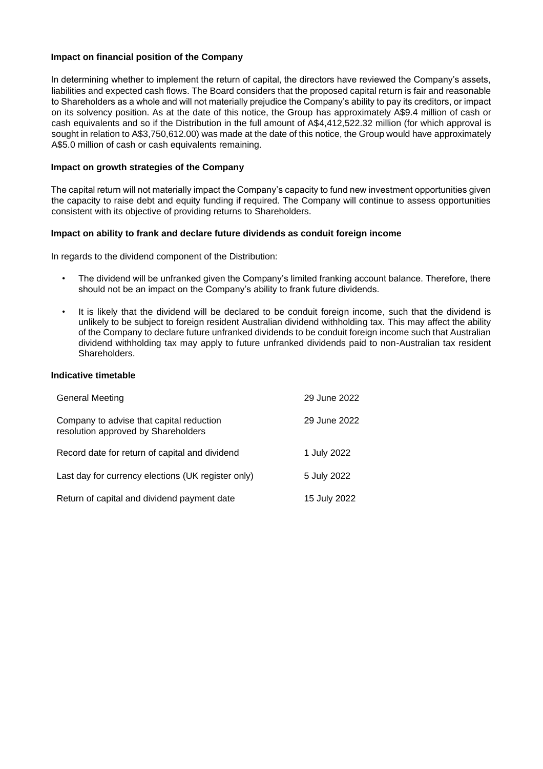**Impact on financial position of the Company**

In determining whether to implement the return of capital, the directors have reviewed the Company's assets, liabilities and expected cash flows. The Board considers that the proposed capital return is fair and reasonable to Shareholders as a whole and will not materially prejudice the Company's ability to pay its creditors, or impact on its solvency position. As at the date of this notice, the Group has approximately A$9.4 million of cash or cash equivalents and so if the Distribution in the full amount of A$4,412,522.32 million (for which approval is sought in relation to A$3,750,612.00) was made at the date of this notice, the Group would have approximately A$5.0 million of cash or cash equivalents remaining.

**Impact on growth strategies of the Company**

The capital return will not materially impact the Company's capacity to fund new investment opportunities given the capacity to raise debt and equity funding if required. The Company will continue to assess opportunities consistent with its objective of providing returns to Shareholders.

**Impact on ability to frank and declare future dividends as conduit foreign income**

In regards to the dividend component of the Distribution:

- The dividend will be unfranked given the Company's limited franking account balance. Therefore, there should not be an impact on the Company's ability to frank future dividends.
- It is likely that the dividend will be declared to be conduit foreign income, such that the dividend is unlikely to be subject to foreign resident Australian dividend withholding tax. This may affect the ability of the Company to declare future unfranked dividends to be conduit foreign income such that Australian dividend withholding tax may apply to future unfranked dividends paid to non-Australian tax resident Shareholders.

**Indicative timetable**

| | |
|---|---|
| General Meeting | 29 June 2022 |
| Company to advise that capital reduction resolution approved by Shareholders | 29 June 2022 |
| Record date for return of capital and dividend | 1 July 2022 |
| Last day for currency elections (UK register only) | 5 July 2022 |
| Return of capital and dividend payment date | 15 July 2022 |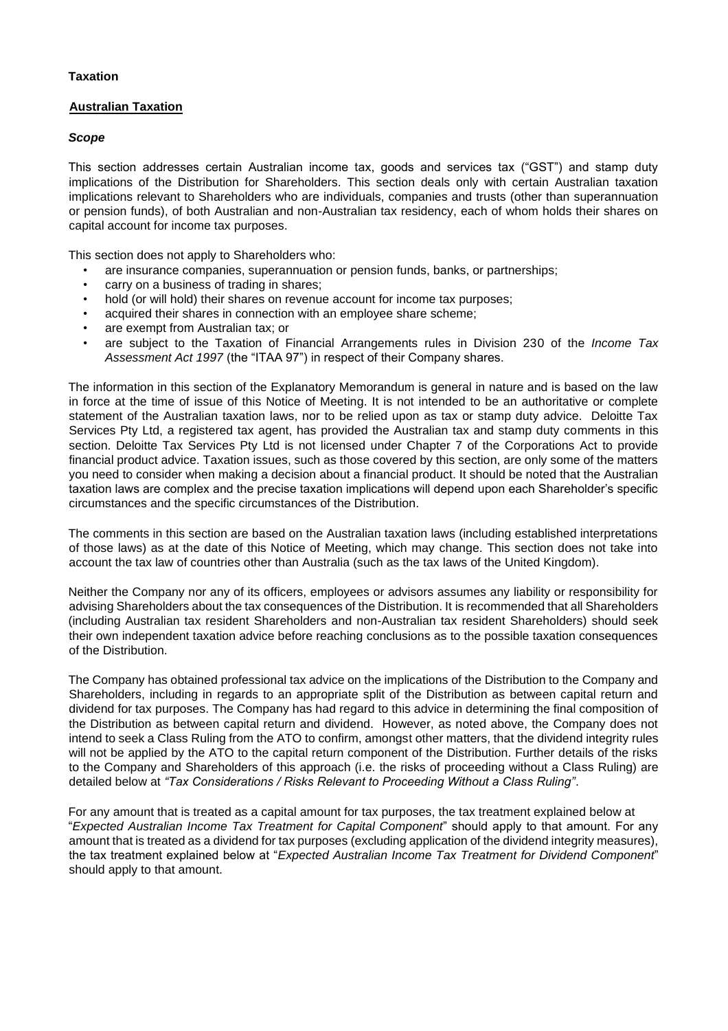**Taxation**

**Australian Taxation**

***Scope***

This section addresses certain Australian income tax, goods and services tax ("GST") and stamp duty implications of the Distribution for Shareholders. This section deals only with certain Australian taxation implications relevant to Shareholders who are individuals, companies and trusts (other than superannuation or pension funds), of both Australian and non-Australian tax residency, each of whom holds their shares on capital account for income tax purposes.

This section does not apply to Shareholders who:

- are insurance companies, superannuation or pension funds, banks, or partnerships;
- carry on a business of trading in shares;
- hold (or will hold) their shares on revenue account for income tax purposes;
- acquired their shares in connection with an employee share scheme;
- are exempt from Australian tax; or
- are subject to the Taxation of Financial Arrangements rules in Division 230 of the *Income Tax Assessment Act 1997* (the "ITAA 97") in respect of their Company shares.

The information in this section of the Explanatory Memorandum is general in nature and is based on the law in force at the time of issue of this Notice of Meeting. It is not intended to be an authoritative or complete statement of the Australian taxation laws, nor to be relied upon as tax or stamp duty advice. Deloitte Tax Services Pty Ltd, a registered tax agent, has provided the Australian tax and stamp duty comments in this section. Deloitte Tax Services Pty Ltd is not licensed under Chapter 7 of the Corporations Act to provide financial product advice. Taxation issues, such as those covered by this section, are only some of the matters you need to consider when making a decision about a financial product. It should be noted that the Australian taxation laws are complex and the precise taxation implications will depend upon each Shareholder's specific circumstances and the specific circumstances of the Distribution.

The comments in this section are based on the Australian taxation laws (including established interpretations of those laws) as at the date of this Notice of Meeting, which may change. This section does not take into account the tax law of countries other than Australia (such as the tax laws of the United Kingdom).

Neither the Company nor any of its officers, employees or advisors assumes any liability or responsibility for advising Shareholders about the tax consequences of the Distribution. It is recommended that all Shareholders (including Australian tax resident Shareholders and non-Australian tax resident Shareholders) should seek their own independent taxation advice before reaching conclusions as to the possible taxation consequences of the Distribution.

The Company has obtained professional tax advice on the implications of the Distribution to the Company and Shareholders, including in regards to an appropriate split of the Distribution as between capital return and dividend for tax purposes. The Company has had regard to this advice in determining the final composition of the Distribution as between capital return and dividend. However, as noted above, the Company does not intend to seek a Class Ruling from the ATO to confirm, amongst other matters, that the dividend integrity rules will not be applied by the ATO to the capital return component of the Distribution. Further details of the risks to the Company and Shareholders of this approach (i.e. the risks of proceeding without a Class Ruling) are detailed below at *"Tax Considerations / Risks Relevant to Proceeding Without a Class Ruling"*.

For any amount that is treated as a capital amount for tax purposes, the tax treatment explained below at "*Expected Australian Income Tax Treatment for Capital Component*" should apply to that amount. For any amount that is treated as a dividend for tax purposes (excluding application of the dividend integrity measures), the tax treatment explained below at "*Expected Australian Income Tax Treatment for Dividend Component*" should apply to that amount.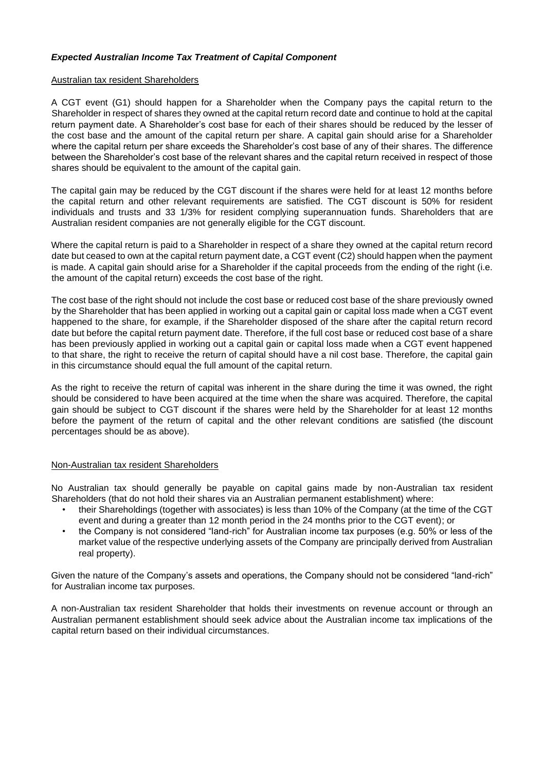### ***Expected Australian Income Tax Treatment of Capital Component***

Australian tax resident Shareholders

A CGT event (G1) should happen for a Shareholder when the Company pays the capital return to the Shareholder in respect of shares they owned at the capital return record date and continue to hold at the capital return payment date. A Shareholder's cost base for each of their shares should be reduced by the lesser of the cost base and the amount of the capital return per share. A capital gain should arise for a Shareholder where the capital return per share exceeds the Shareholder's cost base of any of their shares. The difference between the Shareholder's cost base of the relevant shares and the capital return received in respect of those shares should be equivalent to the amount of the capital gain.

The capital gain may be reduced by the CGT discount if the shares were held for at least 12 months before the capital return and other relevant requirements are satisfied. The CGT discount is 50% for resident individuals and trusts and 33 1/3% for resident complying superannuation funds. Shareholders that are Australian resident companies are not generally eligible for the CGT discount.

Where the capital return is paid to a Shareholder in respect of a share they owned at the capital return record date but ceased to own at the capital return payment date, a CGT event (C2) should happen when the payment is made. A capital gain should arise for a Shareholder if the capital proceeds from the ending of the right (i.e. the amount of the capital return) exceeds the cost base of the right.

The cost base of the right should not include the cost base or reduced cost base of the share previously owned by the Shareholder that has been applied in working out a capital gain or capital loss made when a CGT event happened to the share, for example, if the Shareholder disposed of the share after the capital return record date but before the capital return payment date. Therefore, if the full cost base or reduced cost base of a share has been previously applied in working out a capital gain or capital loss made when a CGT event happened to that share, the right to receive the return of capital should have a nil cost base. Therefore, the capital gain in this circumstance should equal the full amount of the capital return.

As the right to receive the return of capital was inherent in the share during the time it was owned, the right should be considered to have been acquired at the time when the share was acquired. Therefore, the capital gain should be subject to CGT discount if the shares were held by the Shareholder for at least 12 months before the payment of the return of capital and the other relevant conditions are satisfied (the discount percentages should be as above).

Non-Australian tax resident Shareholders

No Australian tax should generally be payable on capital gains made by non-Australian tax resident Shareholders (that do not hold their shares via an Australian permanent establishment) where:

- their Shareholdings (together with associates) is less than 10% of the Company (at the time of the CGT event and during a greater than 12 month period in the 24 months prior to the CGT event); or
- the Company is not considered "land-rich" for Australian income tax purposes (e.g. 50% or less of the market value of the respective underlying assets of the Company are principally derived from Australian real property).

Given the nature of the Company's assets and operations, the Company should not be considered "land-rich" for Australian income tax purposes.

A non-Australian tax resident Shareholder that holds their investments on revenue account or through an Australian permanent establishment should seek advice about the Australian income tax implications of the capital return based on their individual circumstances.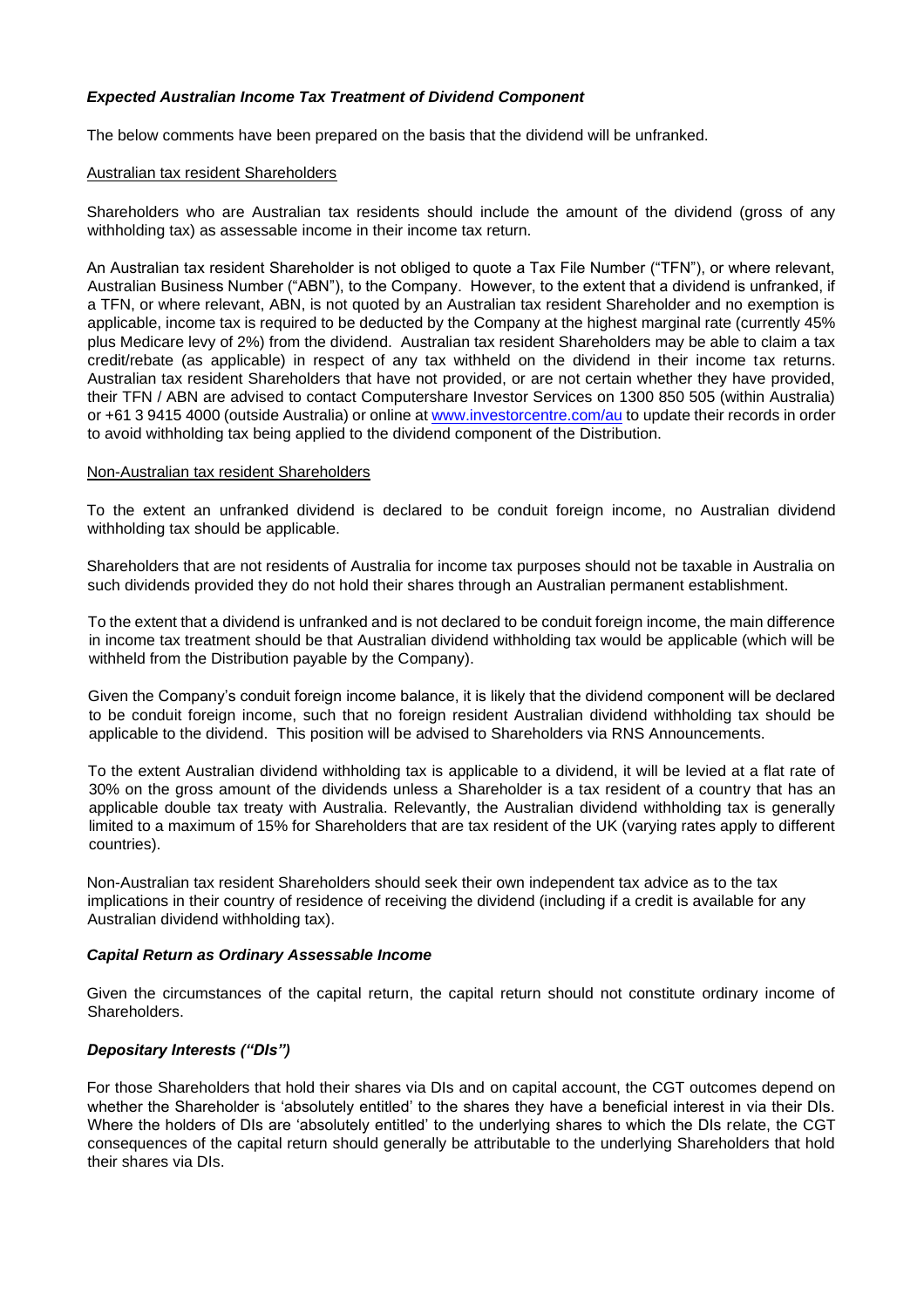### *Expected Australian Income Tax Treatment of Dividend Component*

The below comments have been prepared on the basis that the dividend will be unfranked.

Australian tax resident Shareholders

Shareholders who are Australian tax residents should include the amount of the dividend (gross of any withholding tax) as assessable income in their income tax return.

An Australian tax resident Shareholder is not obliged to quote a Tax File Number ("TFN"), or where relevant, Australian Business Number ("ABN"), to the Company. However, to the extent that a dividend is unfranked, if a TFN, or where relevant, ABN, is not quoted by an Australian tax resident Shareholder and no exemption is applicable, income tax is required to be deducted by the Company at the highest marginal rate (currently 45% plus Medicare levy of 2%) from the dividend. Australian tax resident Shareholders may be able to claim a tax credit/rebate (as applicable) in respect of any tax withheld on the dividend in their income tax returns. Australian tax resident Shareholders that have not provided, or are not certain whether they have provided, their TFN / ABN are advised to contact Computershare Investor Services on 1300 850 505 (within Australia) or +61 3 9415 4000 (outside Australia) or online at [www.investorcentre.com/au](http://www.investorcentre.com/au) to update their records in order to avoid withholding tax being applied to the dividend component of the Distribution.

Non-Australian tax resident Shareholders

To the extent an unfranked dividend is declared to be conduit foreign income, no Australian dividend withholding tax should be applicable.

Shareholders that are not residents of Australia for income tax purposes should not be taxable in Australia on such dividends provided they do not hold their shares through an Australian permanent establishment.

To the extent that a dividend is unfranked and is not declared to be conduit foreign income, the main difference in income tax treatment should be that Australian dividend withholding tax would be applicable (which will be withheld from the Distribution payable by the Company).

Given the Company's conduit foreign income balance, it is likely that the dividend component will be declared to be conduit foreign income, such that no foreign resident Australian dividend withholding tax should be applicable to the dividend. This position will be advised to Shareholders via RNS Announcements.

To the extent Australian dividend withholding tax is applicable to a dividend, it will be levied at a flat rate of 30% on the gross amount of the dividends unless a Shareholder is a tax resident of a country that has an applicable double tax treaty with Australia. Relevantly, the Australian dividend withholding tax is generally limited to a maximum of 15% for Shareholders that are tax resident of the UK (varying rates apply to different countries).

Non-Australian tax resident Shareholders should seek their own independent tax advice as to the tax implications in their country of residence of receiving the dividend (including if a credit is available for any Australian dividend withholding tax).

### *Capital Return as Ordinary Assessable Income*

Given the circumstances of the capital return, the capital return should not constitute ordinary income of Shareholders.

### *Depositary Interests ("DIs")*

For those Shareholders that hold their shares via DIs and on capital account, the CGT outcomes depend on whether the Shareholder is 'absolutely entitled' to the shares they have a beneficial interest in via their DIs. Where the holders of DIs are 'absolutely entitled' to the underlying shares to which the DIs relate, the CGT consequences of the capital return should generally be attributable to the underlying Shareholders that hold their shares via DIs.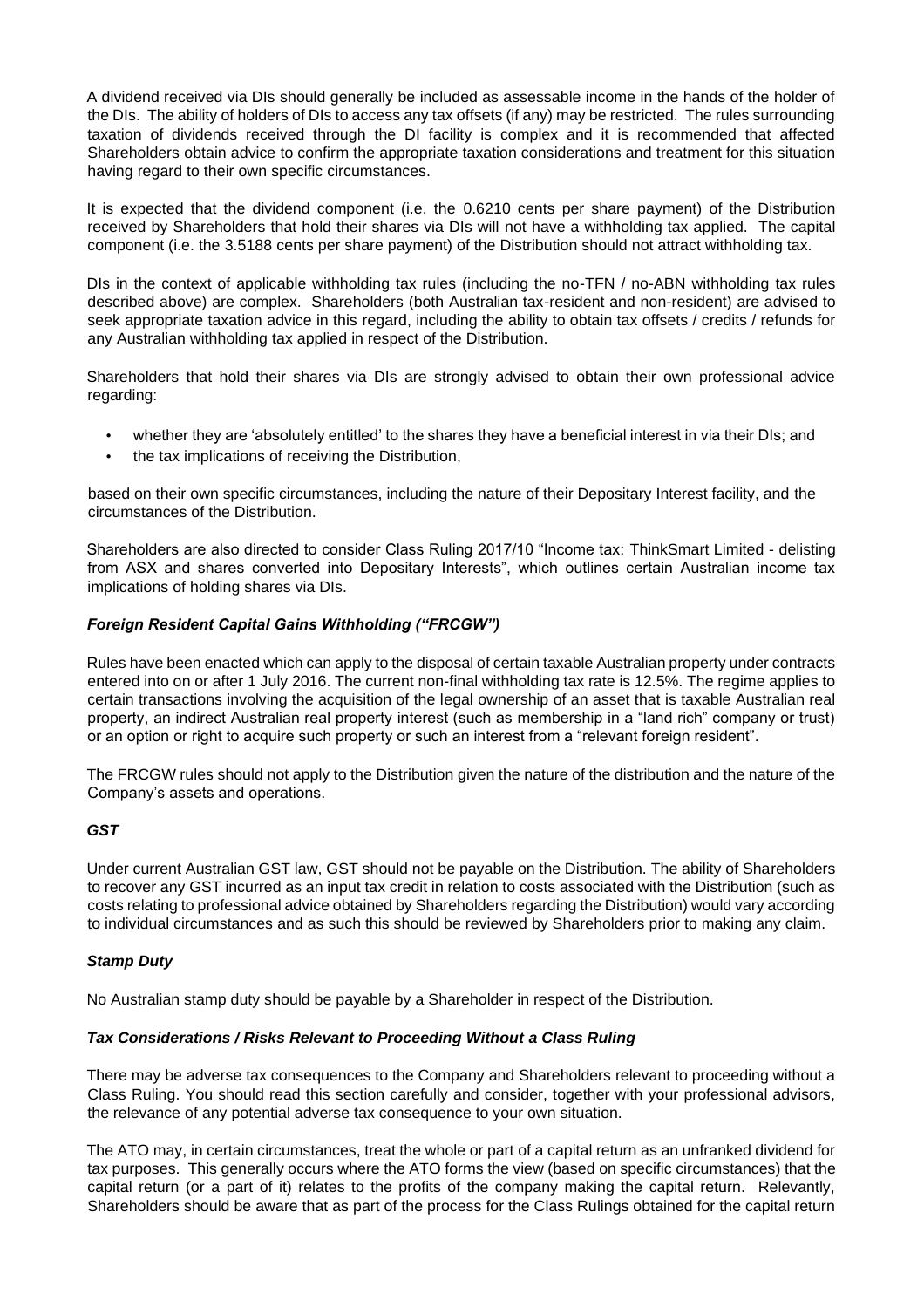A dividend received via DIs should generally be included as assessable income in the hands of the holder of the DIs. The ability of holders of DIs to access any tax offsets (if any) may be restricted. The rules surrounding taxation of dividends received through the DI facility is complex and it is recommended that affected Shareholders obtain advice to confirm the appropriate taxation considerations and treatment for this situation having regard to their own specific circumstances.

It is expected that the dividend component (i.e. the 0.6210 cents per share payment) of the Distribution received by Shareholders that hold their shares via DIs will not have a withholding tax applied. The capital component (i.e. the 3.5188 cents per share payment) of the Distribution should not attract withholding tax.

DIs in the context of applicable withholding tax rules (including the no-TFN / no-ABN withholding tax rules described above) are complex. Shareholders (both Australian tax-resident and non-resident) are advised to seek appropriate taxation advice in this regard, including the ability to obtain tax offsets / credits / refunds for any Australian withholding tax applied in respect of the Distribution.

Shareholders that hold their shares via DIs are strongly advised to obtain their own professional advice regarding:

- whether they are 'absolutely entitled' to the shares they have a beneficial interest in via their DIs; and
- the tax implications of receiving the Distribution,

based on their own specific circumstances, including the nature of their Depositary Interest facility, and the circumstances of the Distribution.

Shareholders are also directed to consider Class Ruling 2017/10 "Income tax: ThinkSmart Limited - delisting from ASX and shares converted into Depositary Interests", which outlines certain Australian income tax implications of holding shares via DIs.

***Foreign Resident Capital Gains Withholding ("FRCGW")***

Rules have been enacted which can apply to the disposal of certain taxable Australian property under contracts entered into on or after 1 July 2016. The current non-final withholding tax rate is 12.5%. The regime applies to certain transactions involving the acquisition of the legal ownership of an asset that is taxable Australian real property, an indirect Australian real property interest (such as membership in a "land rich" company or trust) or an option or right to acquire such property or such an interest from a "relevant foreign resident".

The FRCGW rules should not apply to the Distribution given the nature of the distribution and the nature of the Company's assets and operations.

***GST***

Under current Australian GST law, GST should not be payable on the Distribution. The ability of Shareholders to recover any GST incurred as an input tax credit in relation to costs associated with the Distribution (such as costs relating to professional advice obtained by Shareholders regarding the Distribution) would vary according to individual circumstances and as such this should be reviewed by Shareholders prior to making any claim.

***Stamp Duty***

No Australian stamp duty should be payable by a Shareholder in respect of the Distribution.

***Tax Considerations / Risks Relevant to Proceeding Without a Class Ruling***

There may be adverse tax consequences to the Company and Shareholders relevant to proceeding without a Class Ruling. You should read this section carefully and consider, together with your professional advisors, the relevance of any potential adverse tax consequence to your own situation.

The ATO may, in certain circumstances, treat the whole or part of a capital return as an unfranked dividend for tax purposes. This generally occurs where the ATO forms the view (based on specific circumstances) that the capital return (or a part of it) relates to the profits of the company making the capital return. Relevantly, Shareholders should be aware that as part of the process for the Class Rulings obtained for the capital return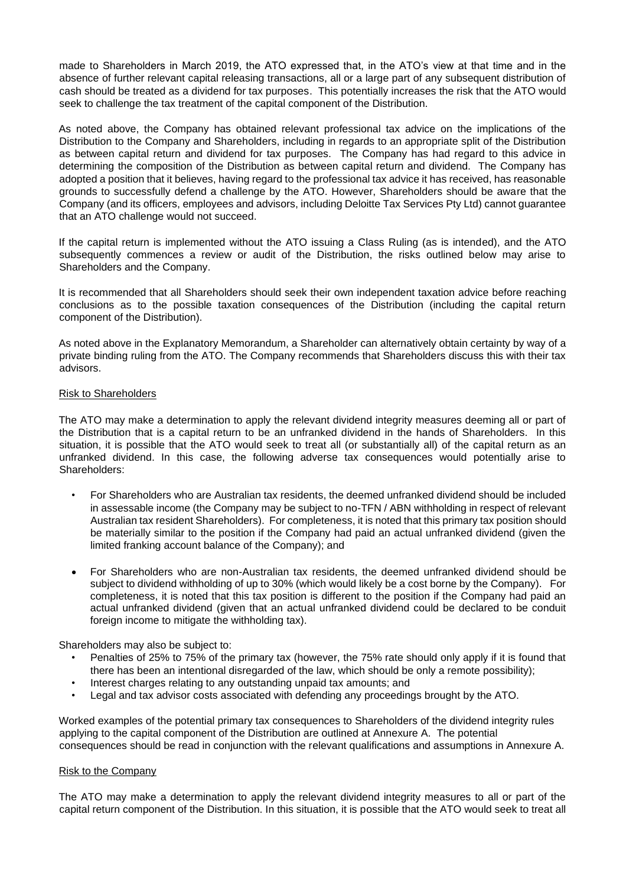made to Shareholders in March 2019, the ATO expressed that, in the ATO's view at that time and in the absence of further relevant capital releasing transactions, all or a large part of any subsequent distribution of cash should be treated as a dividend for tax purposes. This potentially increases the risk that the ATO would seek to challenge the tax treatment of the capital component of the Distribution.

As noted above, the Company has obtained relevant professional tax advice on the implications of the Distribution to the Company and Shareholders, including in regards to an appropriate split of the Distribution as between capital return and dividend for tax purposes. The Company has had regard to this advice in determining the composition of the Distribution as between capital return and dividend. The Company has adopted a position that it believes, having regard to the professional tax advice it has received, has reasonable grounds to successfully defend a challenge by the ATO. However, Shareholders should be aware that the Company (and its officers, employees and advisors, including Deloitte Tax Services Pty Ltd) cannot guarantee that an ATO challenge would not succeed.

If the capital return is implemented without the ATO issuing a Class Ruling (as is intended), and the ATO subsequently commences a review or audit of the Distribution, the risks outlined below may arise to Shareholders and the Company.

It is recommended that all Shareholders should seek their own independent taxation advice before reaching conclusions as to the possible taxation consequences of the Distribution (including the capital return component of the Distribution).

As noted above in the Explanatory Memorandum, a Shareholder can alternatively obtain certainty by way of a private binding ruling from the ATO. The Company recommends that Shareholders discuss this with their tax advisors.

Risk to Shareholders

The ATO may make a determination to apply the relevant dividend integrity measures deeming all or part of the Distribution that is a capital return to be an unfranked dividend in the hands of Shareholders. In this situation, it is possible that the ATO would seek to treat all (or substantially all) of the capital return as an unfranked dividend. In this case, the following adverse tax consequences would potentially arise to Shareholders:

- For Shareholders who are Australian tax residents, the deemed unfranked dividend should be included in assessable income (the Company may be subject to no-TFN / ABN withholding in respect of relevant Australian tax resident Shareholders). For completeness, it is noted that this primary tax position should be materially similar to the position if the Company had paid an actual unfranked dividend (given the limited franking account balance of the Company); and
- For Shareholders who are non-Australian tax residents, the deemed unfranked dividend should be subject to dividend withholding of up to 30% (which would likely be a cost borne by the Company). For completeness, it is noted that this tax position is different to the position if the Company had paid an actual unfranked dividend (given that an actual unfranked dividend could be declared to be conduit foreign income to mitigate the withholding tax).

Shareholders may also be subject to:

- Penalties of 25% to 75% of the primary tax (however, the 75% rate should only apply if it is found that there has been an intentional disregarded of the law, which should be only a remote possibility);
- Interest charges relating to any outstanding unpaid tax amounts; and
- Legal and tax advisor costs associated with defending any proceedings brought by the ATO.

Worked examples of the potential primary tax consequences to Shareholders of the dividend integrity rules applying to the capital component of the Distribution are outlined at Annexure A. The potential consequences should be read in conjunction with the relevant qualifications and assumptions in Annexure A.

Risk to the Company

The ATO may make a determination to apply the relevant dividend integrity measures to all or part of the capital return component of the Distribution. In this situation, it is possible that the ATO would seek to treat all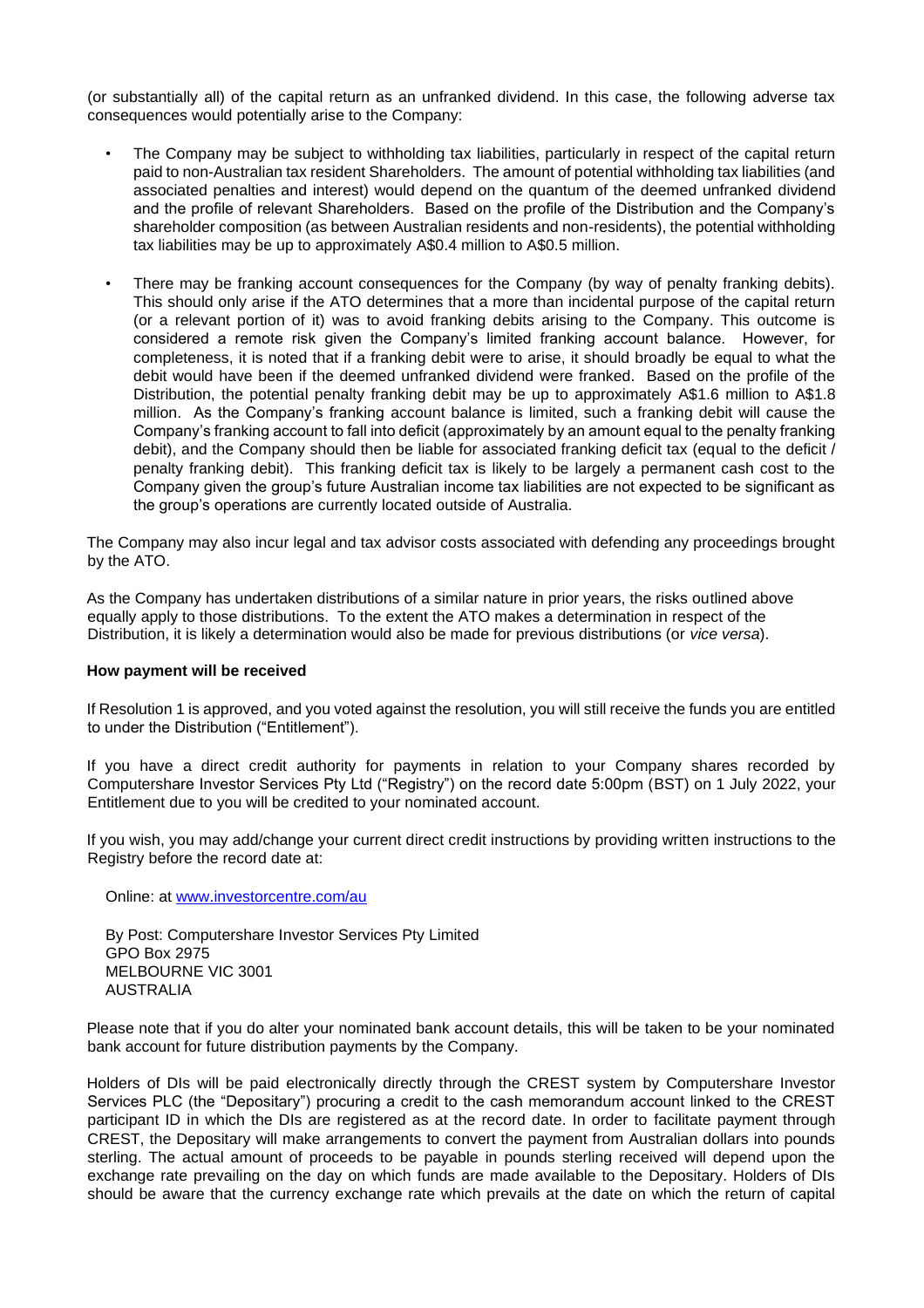(or substantially all) of the capital return as an unfranked dividend. In this case, the following adverse tax consequences would potentially arise to the Company:

- The Company may be subject to withholding tax liabilities, particularly in respect of the capital return paid to non-Australian tax resident Shareholders. The amount of potential withholding tax liabilities (and associated penalties and interest) would depend on the quantum of the deemed unfranked dividend and the profile of relevant Shareholders. Based on the profile of the Distribution and the Company's shareholder composition (as between Australian residents and non-residents), the potential withholding tax liabilities may be up to approximately A$0.4 million to A$0.5 million.
- There may be franking account consequences for the Company (by way of penalty franking debits). This should only arise if the ATO determines that a more than incidental purpose of the capital return (or a relevant portion of it) was to avoid franking debits arising to the Company. This outcome is considered a remote risk given the Company's limited franking account balance. However, for completeness, it is noted that if a franking debit were to arise, it should broadly be equal to what the debit would have been if the deemed unfranked dividend were franked. Based on the profile of the Distribution, the potential penalty franking debit may be up to approximately A$1.6 million to A$1.8 million. As the Company's franking account balance is limited, such a franking debit will cause the Company's franking account to fall into deficit (approximately by an amount equal to the penalty franking debit), and the Company should then be liable for associated franking deficit tax (equal to the deficit / penalty franking debit). This franking deficit tax is likely to be largely a permanent cash cost to the Company given the group's future Australian income tax liabilities are not expected to be significant as the group's operations are currently located outside of Australia.

The Company may also incur legal and tax advisor costs associated with defending any proceedings brought by the ATO.

As the Company has undertaken distributions of a similar nature in prior years, the risks outlined above equally apply to those distributions. To the extent the ATO makes a determination in respect of the Distribution, it is likely a determination would also be made for previous distributions (or *vice versa*).

**How payment will be received**

If Resolution 1 is approved, and you voted against the resolution, you will still receive the funds you are entitled to under the Distribution ("Entitlement").

If you have a direct credit authority for payments in relation to your Company shares recorded by Computershare Investor Services Pty Ltd ("Registry") on the record date 5:00pm (BST) on 1 July 2022, your Entitlement due to you will be credited to your nominated account.

If you wish, you may add/change your current direct credit instructions by providing written instructions to the Registry before the record date at:

Online: at www.investorcentre.com/au

By Post: Computershare Investor Services Pty Limited
GPO Box 2975
MELBOURNE VIC 3001
AUSTRALIA

Please note that if you do alter your nominated bank account details, this will be taken to be your nominated bank account for future distribution payments by the Company.

Holders of DIs will be paid electronically directly through the CREST system by Computershare Investor Services PLC (the "Depositary") procuring a credit to the cash memorandum account linked to the CREST participant ID in which the DIs are registered as at the record date. In order to facilitate payment through CREST, the Depositary will make arrangements to convert the payment from Australian dollars into pounds sterling. The actual amount of proceeds to be payable in pounds sterling received will depend upon the exchange rate prevailing on the day on which funds are made available to the Depositary. Holders of DIs should be aware that the currency exchange rate which prevails at the date on which the return of capital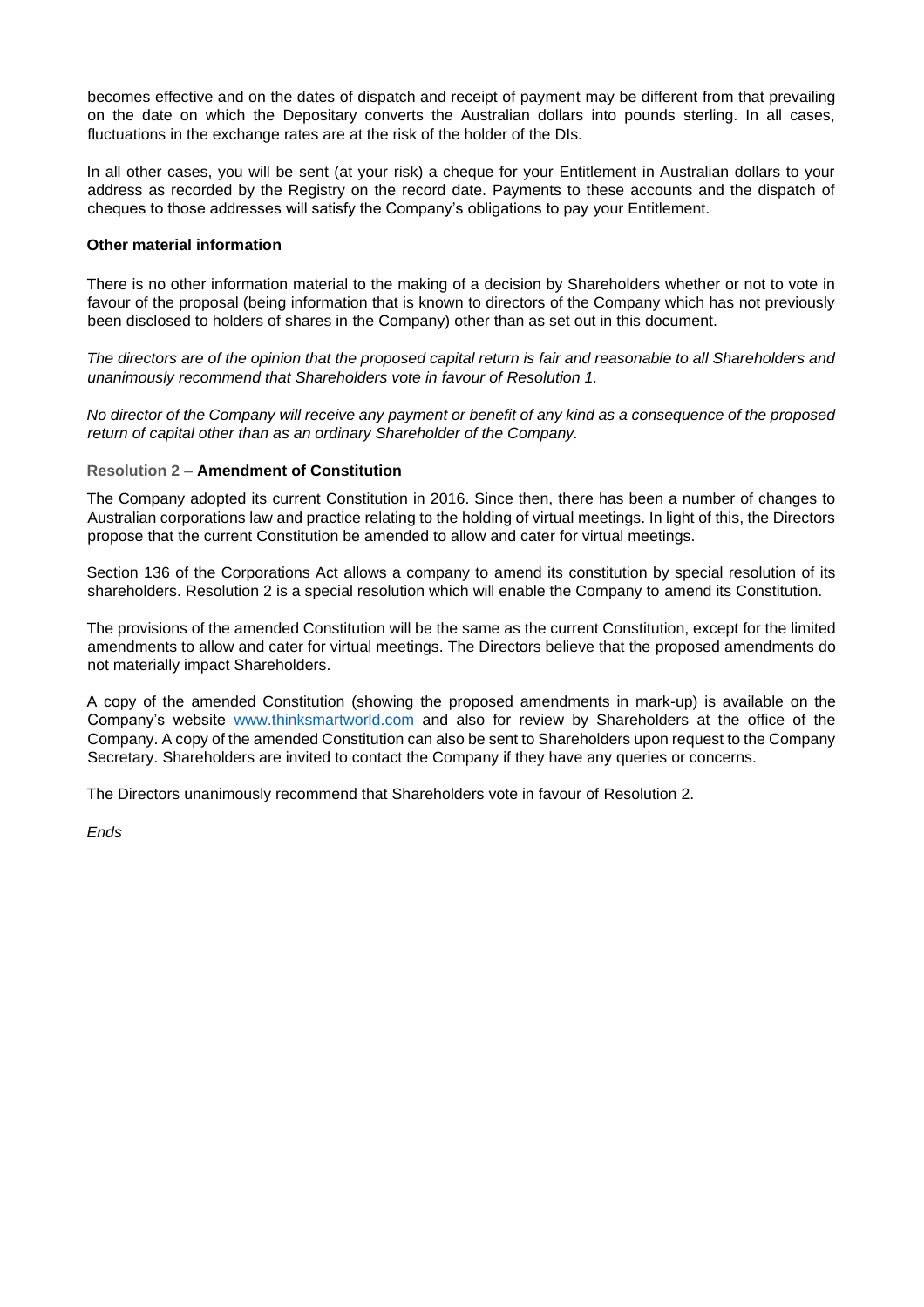becomes effective and on the dates of dispatch and receipt of payment may be different from that prevailing on the date on which the Depositary converts the Australian dollars into pounds sterling. In all cases, fluctuations in the exchange rates are at the risk of the holder of the DIs.

In all other cases, you will be sent (at your risk) a cheque for your Entitlement in Australian dollars to your address as recorded by the Registry on the record date. Payments to these accounts and the dispatch of cheques to those addresses will satisfy the Company's obligations to pay your Entitlement.

**Other material information**

There is no other information material to the making of a decision by Shareholders whether or not to vote in favour of the proposal (being information that is known to directors of the Company which has not previously been disclosed to holders of shares in the Company) other than as set out in this document.

*The directors are of the opinion that the proposed capital return is fair and reasonable to all Shareholders and unanimously recommend that Shareholders vote in favour of Resolution 1.*

*No director of the Company will receive any payment or benefit of any kind as a consequence of the proposed return of capital other than as an ordinary Shareholder of the Company.*

**Resolution 2 – Amendment of Constitution**

The Company adopted its current Constitution in 2016. Since then, there has been a number of changes to Australian corporations law and practice relating to the holding of virtual meetings. In light of this, the Directors propose that the current Constitution be amended to allow and cater for virtual meetings.

Section 136 of the Corporations Act allows a company to amend its constitution by special resolution of its shareholders. Resolution 2 is a special resolution which will enable the Company to amend its Constitution.

The provisions of the amended Constitution will be the same as the current Constitution, except for the limited amendments to allow and cater for virtual meetings. The Directors believe that the proposed amendments do not materially impact Shareholders.

A copy of the amended Constitution (showing the proposed amendments in mark-up) is available on the Company's website www.thinksmartworld.com and also for review by Shareholders at the office of the Company. A copy of the amended Constitution can also be sent to Shareholders upon request to the Company Secretary. Shareholders are invited to contact the Company if they have any queries or concerns.

The Directors unanimously recommend that Shareholders vote in favour of Resolution 2.

*Ends*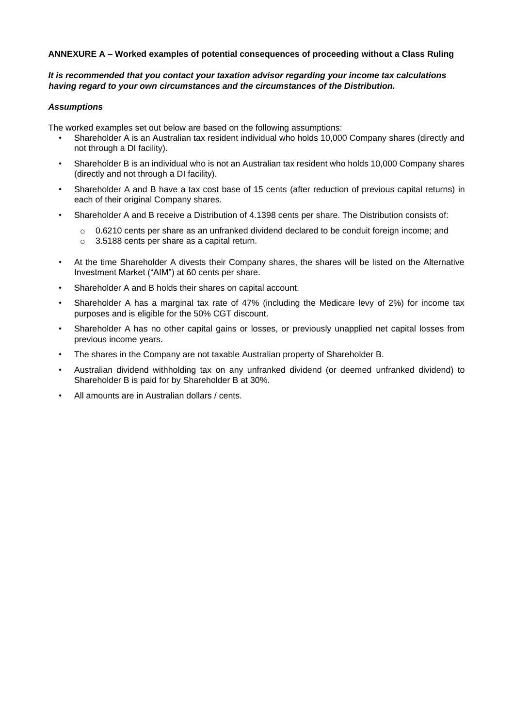**ANNEXURE A – Worked examples of potential consequences of proceeding without a Class Ruling**

***It is recommended that you contact your taxation advisor regarding your income tax calculations having regard to your own circumstances and the circumstances of the Distribution.***

***Assumptions***

The worked examples set out below are based on the following assumptions:

- Shareholder A is an Australian tax resident individual who holds 10,000 Company shares (directly and not through a DI facility).
- Shareholder B is an individual who is not an Australian tax resident who holds 10,000 Company shares (directly and not through a DI facility).
- Shareholder A and B have a tax cost base of 15 cents (after reduction of previous capital returns) in each of their original Company shares.
- Shareholder A and B receive a Distribution of 4.1398 cents per share. The Distribution consists of:
  - 0.6210 cents per share as an unfranked dividend declared to be conduit foreign income; and
  - 3.5188 cents per share as a capital return.
- At the time Shareholder A divests their Company shares, the shares will be listed on the Alternative Investment Market ("AIM") at 60 cents per share.
- Shareholder A and B holds their shares on capital account.
- Shareholder A has a marginal tax rate of 47% (including the Medicare levy of 2%) for income tax purposes and is eligible for the 50% CGT discount.
- Shareholder A has no other capital gains or losses, or previously unapplied net capital losses from previous income years.
- The shares in the Company are not taxable Australian property of Shareholder B.
- Australian dividend withholding tax on any unfranked dividend (or deemed unfranked dividend) to Shareholder B is paid for by Shareholder B at 30%.
- All amounts are in Australian dollars / cents.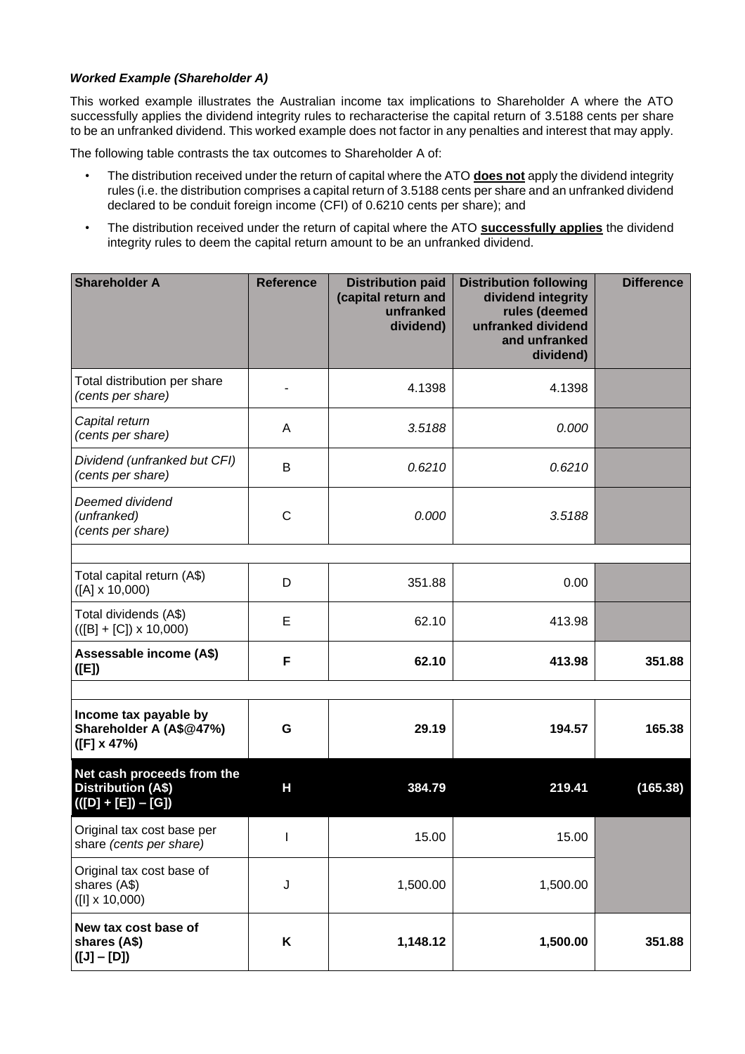***Worked Example (Shareholder A)***

This worked example illustrates the Australian income tax implications to Shareholder A where the ATO successfully applies the dividend integrity rules to recharacterise the capital return of 3.5188 cents per share to be an unfranked dividend. This worked example does not factor in any penalties and interest that may apply.

The following table contrasts the tax outcomes to Shareholder A of:

- The distribution received under the return of capital where the ATO **does not** apply the dividend integrity rules (i.e. the distribution comprises a capital return of 3.5188 cents per share and an unfranked dividend declared to be conduit foreign income (CFI) of 0.6210 cents per share); and
- The distribution received under the return of capital where the ATO **successfully applies** the dividend integrity rules to deem the capital return amount to be an unfranked dividend.

| Shareholder A | Reference | Distribution paid (capital return and unfranked dividend) | Distribution following dividend integrity rules (deemed unfranked dividend and unfranked dividend) | Difference |
|---|---|---|---|---|
| Total distribution per share *(cents per share)* | - | 4.1398 | 4.1398 | |
| *Capital return (cents per share)* | A | *3.5188* | *0.000* | |
| *Dividend (unfranked but CFI) (cents per share)* | B | *0.6210* | *0.6210* | |
| *Deemed dividend (unfranked) (cents per share)* | C | *0.000* | *3.5188* | |
| | | | | |
| Total capital return (A$) ([A] x 10,000) | D | 351.88 | 0.00 | |
| Total dividends (A$) (([B] + [C]) x 10,000) | E | 62.10 | 413.98 | |
| **Assessable income (A$) ([E])** | **F** | **62.10** | **413.98** | **351.88** |
| | | | | |
| **Income tax payable by Shareholder A (A$@47%) ([F] x 47%)** | **G** | **29.19** | **194.57** | **165.38** |
| **Net cash proceeds from the Distribution (A$) (([D] + [E]) – [G])** | **H** | **384.79** | **219.41** | **(165.38)** |
| Original tax cost base per share *(cents per share)* | I | 15.00 | 15.00 | |
| Original tax cost base of shares (A$) ([I] x 10,000) | J | 1,500.00 | 1,500.00 | |
| **New tax cost base of shares (A$) ([J] – [D])** | **K** | **1,148.12** | **1,500.00** | **351.88** |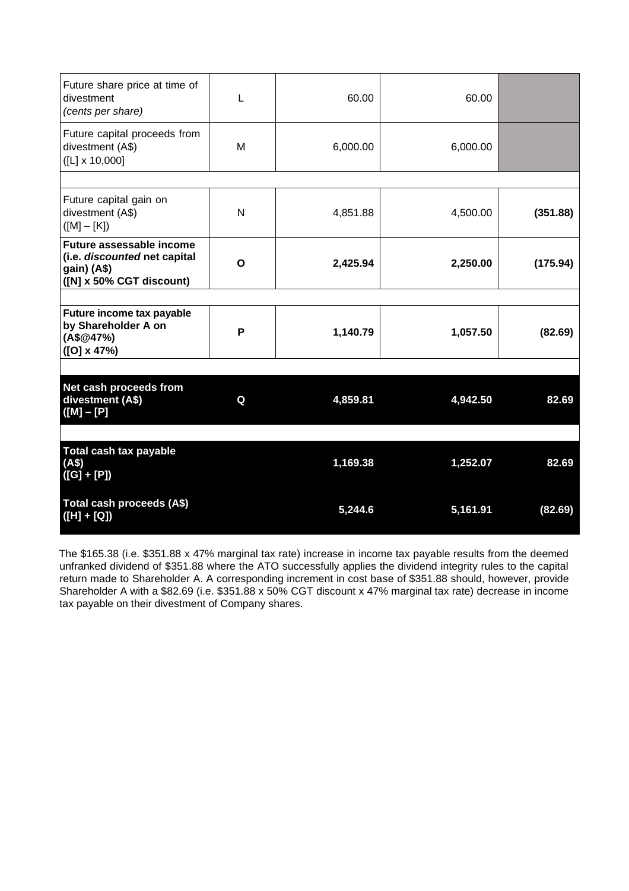| | | | | |
|---|---|---|---|---|
| Future share price at time of divestment *(cents per share)* | L | 60.00 | 60.00 | |
| Future capital proceeds from divestment (A$) ([L] x 10,000] | M | 6,000.00 | 6,000.00 | |
| | | | | |
| Future capital gain on divestment (A$) ([M] – [K]) | N | 4,851.88 | 4,500.00 | **(351.88)** |
| **Future assessable income (i.e. *discounted* net capital gain) (A$) ([N] x 50% CGT discount)** | **O** | **2,425.94** | **2,250.00** | **(175.94)** |
| | | | | |
| **Future income tax payable by Shareholder A on (A$@47%) ([O] x 47%)** | **P** | **1,140.79** | **1,057.50** | **(82.69)** |
| | | | | |
| **Net cash proceeds from divestment (A$) ([M] – [P]** | **Q** | **4,859.81** | **4,942.50** | **82.69** |
| | | | | |
| **Total cash tax payable (A$) ([G] + [P])** | | **1,169.38** | **1,252.07** | **82.69** |
| **Total cash proceeds (A$) ([H] + [Q])** | | **5,244.6** | **5,161.91** | **(82.69)** |

The $165.38 (i.e. $351.88 x 47% marginal tax rate) increase in income tax payable results from the deemed unfranked dividend of $351.88 where the ATO successfully applies the dividend integrity rules to the capital return made to Shareholder A. A corresponding increment in cost base of $351.88 should, however, provide Shareholder A with a $82.69 (i.e. $351.88 x 50% CGT discount x 47% marginal tax rate) decrease in income tax payable on their divestment of Company shares.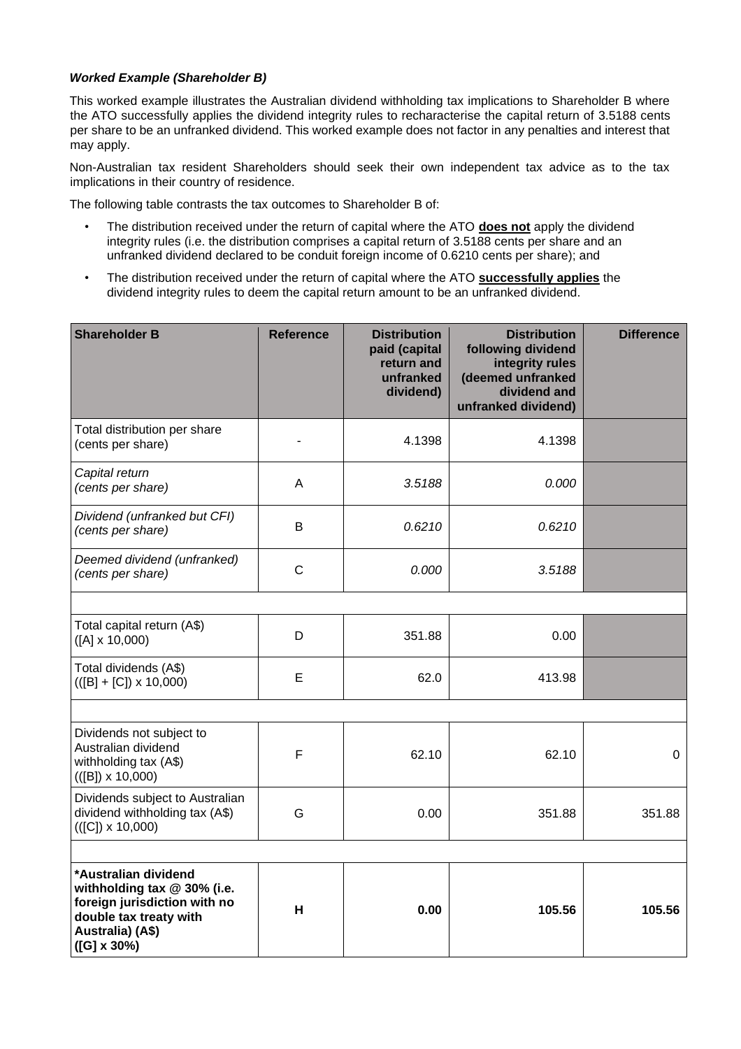***Worked Example (Shareholder B)***

This worked example illustrates the Australian dividend withholding tax implications to Shareholder B where the ATO successfully applies the dividend integrity rules to recharacterise the capital return of 3.5188 cents per share to be an unfranked dividend. This worked example does not factor in any penalties and interest that may apply.

Non-Australian tax resident Shareholders should seek their own independent tax advice as to the tax implications in their country of residence.

The following table contrasts the tax outcomes to Shareholder B of:

- The distribution received under the return of capital where the ATO **does not** apply the dividend integrity rules (i.e. the distribution comprises a capital return of 3.5188 cents per share and an unfranked dividend declared to be conduit foreign income of 0.6210 cents per share); and
- The distribution received under the return of capital where the ATO **successfully applies** the dividend integrity rules to deem the capital return amount to be an unfranked dividend.

| **Shareholder B** | **Reference** | **Distribution paid (capital return and unfranked dividend)** | **Distribution following dividend integrity rules (deemed unfranked dividend and unfranked dividend)** | **Difference** |
|---|---|---|---|---|
| Total distribution per share (cents per share) | - | 4.1398 | 4.1398 | |
| *Capital return (cents per share)* | A | *3.5188* | *0.000* | |
| *Dividend (unfranked but CFI) (cents per share)* | B | *0.6210* | *0.6210* | |
| *Deemed dividend (unfranked) (cents per share)* | C | *0.000* | *3.5188* | |
| | | | | |
| Total capital return (A$) ([A] x 10,000) | D | 351.88 | 0.00 | |
| Total dividends (A$) (([B] + [C]) x 10,000) | E | 62.0 | 413.98 | |
| | | | | |
| Dividends not subject to Australian dividend withholding tax (A$) (([B]) x 10,000) | F | 62.10 | 62.10 | 0 |
| Dividends subject to Australian dividend withholding tax (A$) (([C]) x 10,000) | G | 0.00 | 351.88 | 351.88 |
| | | | | |
| **\*Australian dividend withholding tax @ 30% (i.e. foreign jurisdiction with no double tax treaty with Australia) (A$) ([G] x 30%)** | **H** | **0.00** | **105.56** | **105.56** |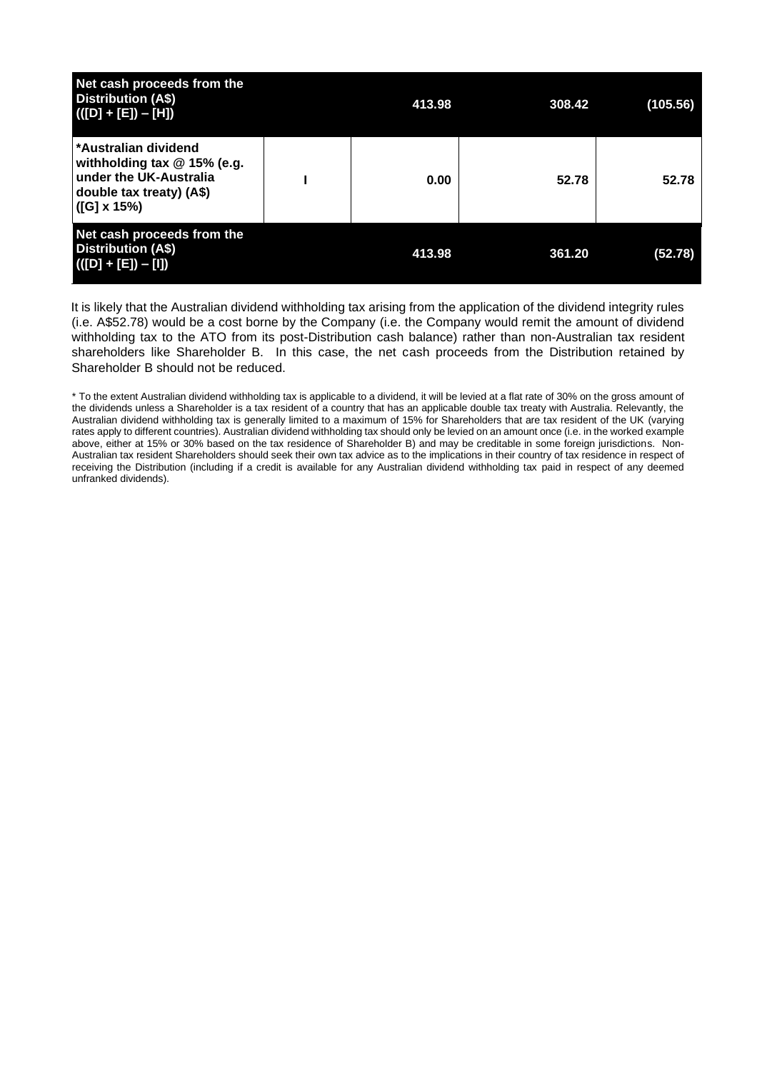| | | | | |
|---|---|---|---|---|
| **Net cash proceeds from the Distribution (A$) (([D] + [E]) – [H])** | | **413.98** | **308.42** | **(105.56)** |
| **\*Australian dividend withholding tax @ 15% (e.g. under the UK-Australia double tax treaty) (A$) ([G] x 15%)** | **I** | **0.00** | **52.78** | **52.78** |
| **Net cash proceeds from the Distribution (A$) (([D] + [E]) – [I])** | | **413.98** | **361.20** | **(52.78)** |

It is likely that the Australian dividend withholding tax arising from the application of the dividend integrity rules (i.e. A$52.78) would be a cost borne by the Company (i.e. the Company would remit the amount of dividend withholding tax to the ATO from its post-Distribution cash balance) rather than non-Australian tax resident shareholders like Shareholder B. In this case, the net cash proceeds from the Distribution retained by Shareholder B should not be reduced.

\* To the extent Australian dividend withholding tax is applicable to a dividend, it will be levied at a flat rate of 30% on the gross amount of the dividends unless a Shareholder is a tax resident of a country that has an applicable double tax treaty with Australia. Relevantly, the Australian dividend withholding tax is generally limited to a maximum of 15% for Shareholders that are tax resident of the UK (varying rates apply to different countries). Australian dividend withholding tax should only be levied on an amount once (i.e. in the worked example above, either at 15% or 30% based on the tax residence of Shareholder B) and may be creditable in some foreign jurisdictions. Non-Australian tax resident Shareholders should seek their own tax advice as to the implications in their country of tax residence in respect of receiving the Distribution (including if a credit is available for any Australian dividend withholding tax paid in respect of any deemed unfranked dividends).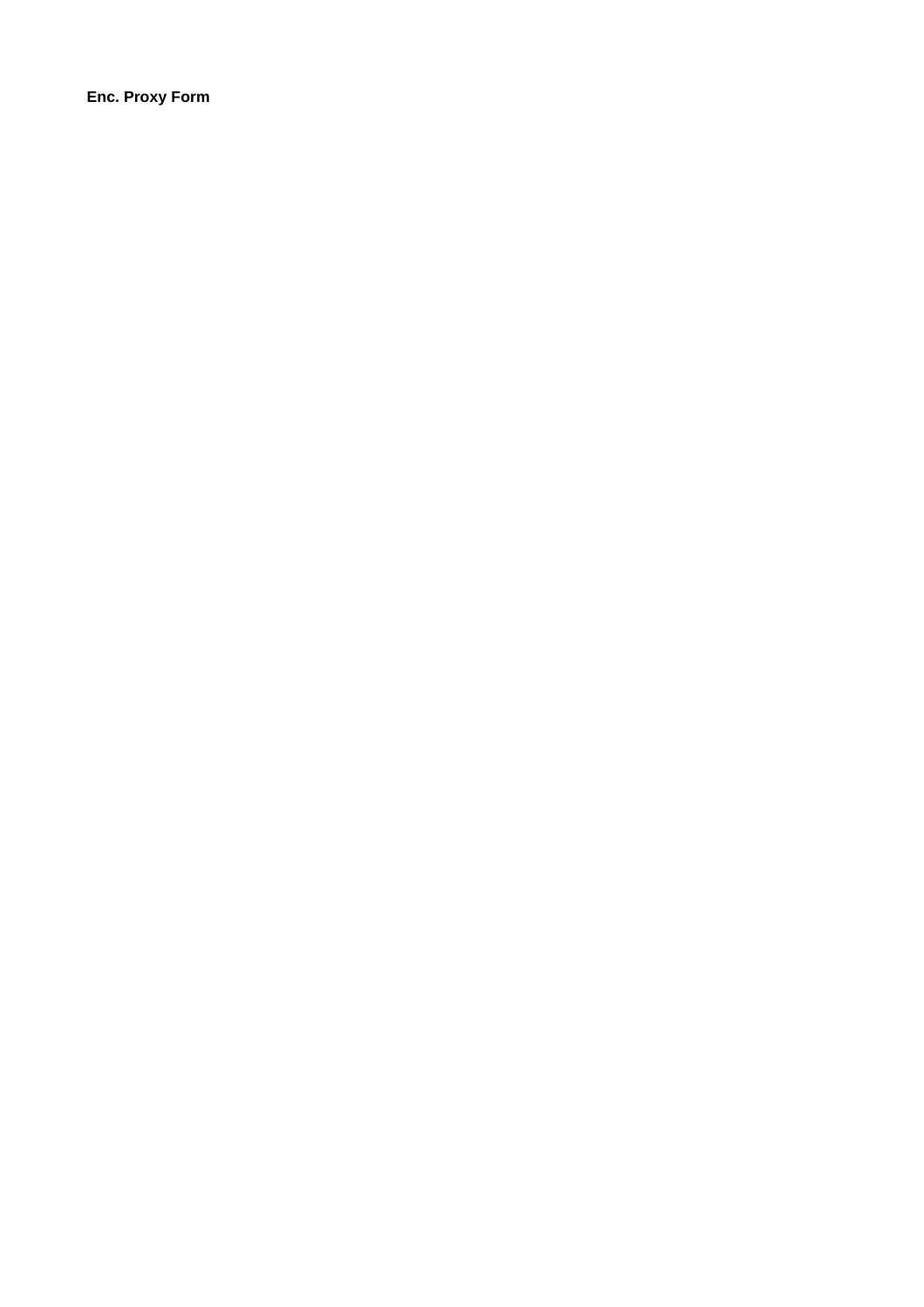**Enc. Proxy Form**